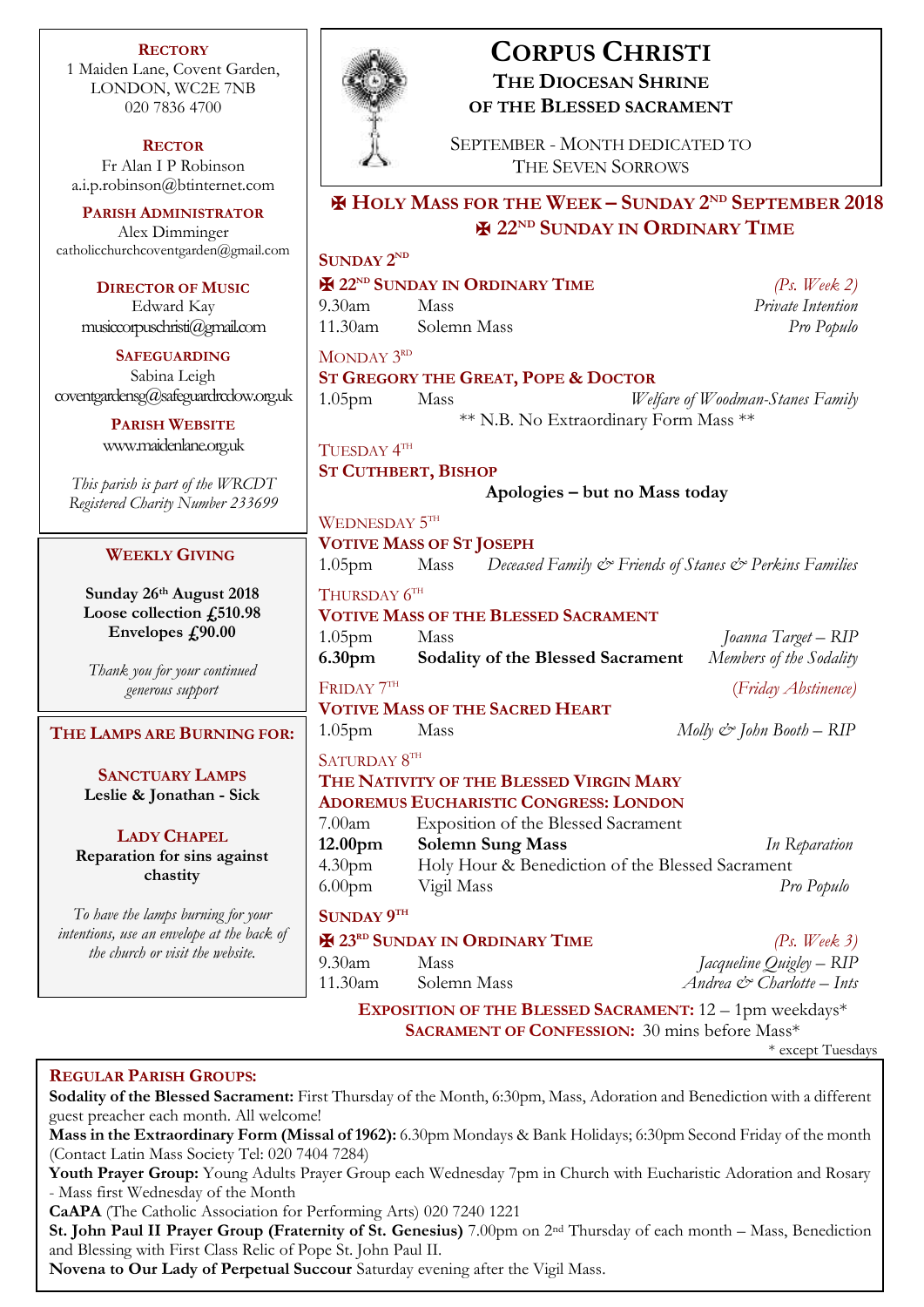# Corpus Christi

## The Diocesan Shrine of the Blessed Sacrament

September - Month dedicated to The Seven Sorrows

**Rectory**
1 Maiden Lane, Covent Garden,
LONDON, WC2E 7NB
020 7836 4700

**Rector**
Fr Alan I P Robinson
a.i.p.robinson@btinternet.com

**Parish Administrator**
Alex Dimminger
catholicchurchcoventgarden@gmail.com

**Director of Music**
Edward Kay
musiccorpuschristi@gmail.com

**Safeguarding**
Sabina Leigh
coventgardensg@safeguardrcdow.org.uk

**Parish Website**
www.maidenlane.org.uk

*This parish is part of the WRCDT Registered Charity Number 233699*

**Weekly Giving**

**Sunday 26th August 2018**
**Loose collection £510.98**
**Envelopes £90.00**

*Thank you for your continued generous support*

**The Lamps are Burning for:**

**Sanctuary Lamps**
**Leslie & Jonathan - Sick**

**Lady Chapel**
**Reparation for sins against chastity**

*To have the lamps burning for your intentions, use an envelope at the back of the church or visit the website.*

## ✠ Holy Mass for the Week – Sunday 2nd September 2018
## ✠ 22nd Sunday in Ordinary Time

**Sunday 2nd**
**✠ 22nd Sunday in Ordinary Time** *(Ps. Week 2)*
9.30am Mass *Private Intention*
11.30am Solemn Mass *Pro Populo*

Monday 3rd
**St Gregory the Great, Pope & Doctor**
1.05pm Mass *Welfare of Woodman-Stanes Family*
** N.B. No Extraordinary Form Mass **

Tuesday 4th
**St Cuthbert, Bishop**
**Apologies – but no Mass today**

Wednesday 5th
**Votive Mass of St Joseph**
1.05pm Mass *Deceased Family & Friends of Stanes & Perkins Families*

Thursday 6th
**Votive Mass of the Blessed Sacrament**
1.05pm Mass *Joanna Target – RIP*
**6.30pm Sodality of the Blessed Sacrament** *Members of the Sodality*

Friday 7th *(Friday Abstinence)*
**Votive Mass of the Sacred Heart**
1.05pm Mass *Molly & John Booth – RIP*

Saturday 8th
**The Nativity of the Blessed Virgin Mary**
**Adoremus Eucharistic Congress: London**
7.00am Exposition of the Blessed Sacrament
**12.00pm Solemn Sung Mass** *In Reparation*
4.30pm Holy Hour & Benediction of the Blessed Sacrament
6.00pm Vigil Mass *Pro Populo*

**Sunday 9th**
**✠ 23rd Sunday in Ordinary Time** *(Ps. Week 3)*
9.30am Mass *Jacqueline Quigley – RIP*
11.30am Solemn Mass *Andrea & Charlotte – Ints*

**Exposition of the Blessed Sacrament:** 12 – 1pm weekdays*
**Sacrament of Confession:** 30 mins before Mass*
\* except Tuesdays

**Regular Parish Groups:**

**Sodality of the Blessed Sacrament:** First Thursday of the Month, 6:30pm, Mass, Adoration and Benediction with a different guest preacher each month. All welcome!

**Mass in the Extraordinary Form (Missal of 1962):** 6.30pm Mondays & Bank Holidays; 6:30pm Second Friday of the month (Contact Latin Mass Society Tel: 020 7404 7284)

**Youth Prayer Group:** Young Adults Prayer Group each Wednesday 7pm in Church with Eucharistic Adoration and Rosary - Mass first Wednesday of the Month

**CaAPA** (The Catholic Association for Performing Arts) 020 7240 1221

**St. John Paul II Prayer Group (Fraternity of St. Genesius)** 7.00pm on 2nd Thursday of each month – Mass, Benediction and Blessing with First Class Relic of Pope St. John Paul II.

**Novena to Our Lady of Perpetual Succour** Saturday evening after the Vigil Mass.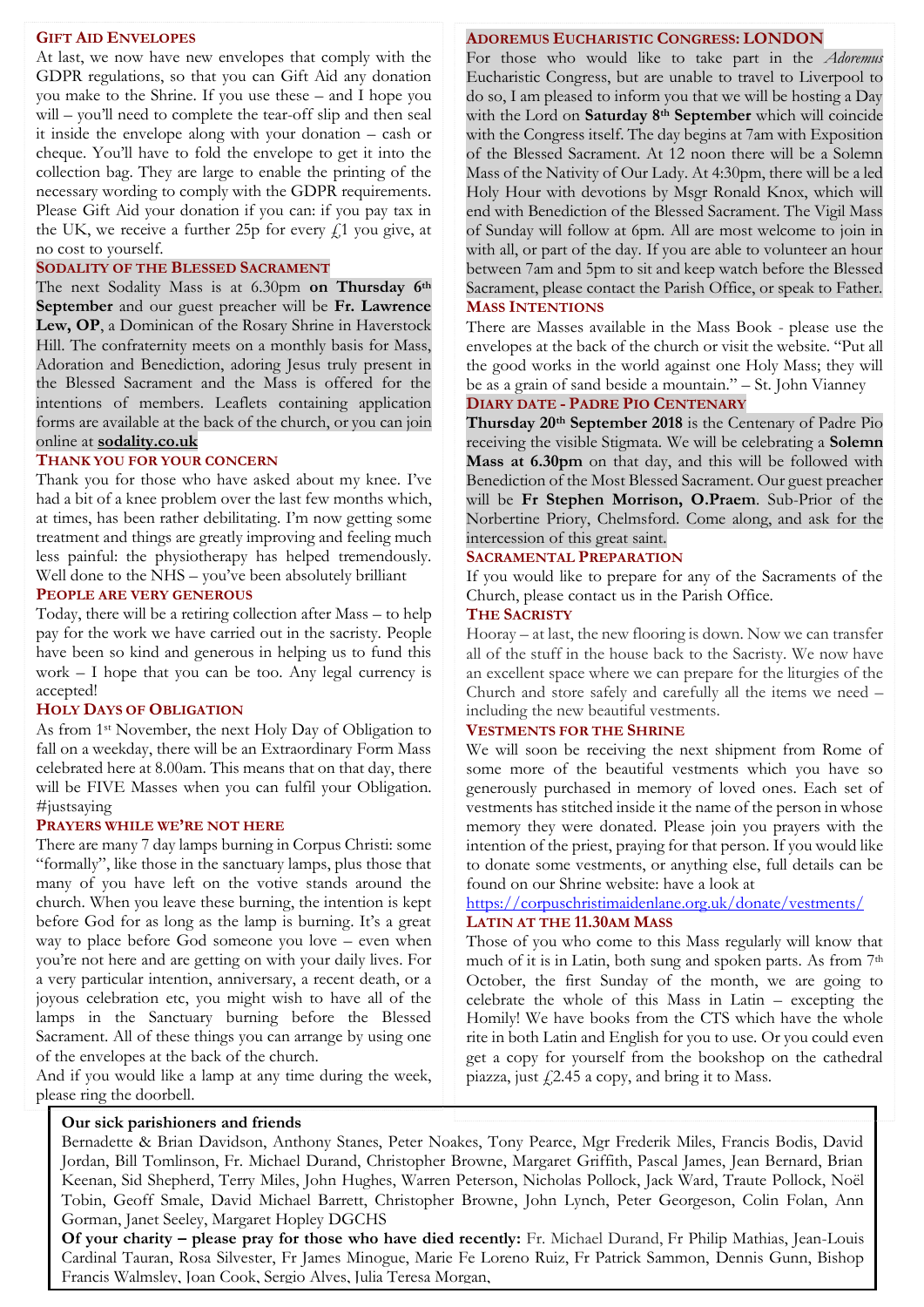## GIFT AID ENVELOPES

At last, we now have new envelopes that comply with the GDPR regulations, so that you can Gift Aid any donation you make to the Shrine. If you use these – and I hope you will – you'll need to complete the tear-off slip and then seal it inside the envelope along with your donation – cash or cheque. You'll have to fold the envelope to get it into the collection bag. They are large to enable the printing of the necessary wording to comply with the GDPR requirements. Please Gift Aid your donation if you can: if you pay tax in the UK, we receive a further 25p for every £1 you give, at no cost to yourself.

## SODALITY OF THE BLESSED SACRAMENT

The next Sodality Mass is at 6.30pm **on Thursday 6th September** and our guest preacher will be **Fr. Lawrence Lew, OP**, a Dominican of the Rosary Shrine in Haverstock Hill. The confraternity meets on a monthly basis for Mass, Adoration and Benediction, adoring Jesus truly present in the Blessed Sacrament and the Mass is offered for the intentions of members. Leaflets containing application forms are available at the back of the church, or you can join online at **sodality.co.uk**

## THANK YOU FOR YOUR CONCERN

Thank you for those who have asked about my knee. I've had a bit of a knee problem over the last few months which, at times, has been rather debilitating. I'm now getting some treatment and things are greatly improving and feeling much less painful: the physiotherapy has helped tremendously. Well done to the NHS – you've been absolutely brilliant

## PEOPLE ARE VERY GENEROUS

Today, there will be a retiring collection after Mass – to help pay for the work we have carried out in the sacristy. People have been so kind and generous in helping us to fund this work – I hope that you can be too. Any legal currency is accepted!

## HOLY DAYS OF OBLIGATION

As from 1st November, the next Holy Day of Obligation to fall on a weekday, there will be an Extraordinary Form Mass celebrated here at 8.00am. This means that on that day, there will be FIVE Masses when you can fulfil your Obligation. #justsaying

## PRAYERS WHILE WE'RE NOT HERE

There are many 7 day lamps burning in Corpus Christi: some "formally", like those in the sanctuary lamps, plus those that many of you have left on the votive stands around the church. When you leave these burning, the intention is kept before God for as long as the lamp is burning. It's a great way to place before God someone you love – even when you're not here and are getting on with your daily lives. For a very particular intention, anniversary, a recent death, or a joyous celebration etc, you might wish to have all of the lamps in the Sanctuary burning before the Blessed Sacrament. All of these things you can arrange by using one of the envelopes at the back of the church.

And if you would like a lamp at any time during the week, please ring the doorbell.

## ADOREMUS EUCHARISTIC CONGRESS: LONDON

For those who would like to take part in the *Adoremus* Eucharistic Congress, but are unable to travel to Liverpool to do so, I am pleased to inform you that we will be hosting a Day with the Lord on **Saturday 8th September** which will coincide with the Congress itself. The day begins at 7am with Exposition of the Blessed Sacrament. At 12 noon there will be a Solemn Mass of the Nativity of Our Lady. At 4:30pm, there will be a led Holy Hour with devotions by Msgr Ronald Knox, which will end with Benediction of the Blessed Sacrament. The Vigil Mass of Sunday will follow at 6pm. All are most welcome to join in with all, or part of the day. If you are able to volunteer an hour between 7am and 5pm to sit and keep watch before the Blessed Sacrament, please contact the Parish Office, or speak to Father.

## MASS INTENTIONS

There are Masses available in the Mass Book - please use the envelopes at the back of the church or visit the website. "Put all the good works in the world against one Holy Mass; they will be as a grain of sand beside a mountain." – St. John Vianney

## DIARY DATE - PADRE PIO CENTENARY

**Thursday 20th September 2018** is the Centenary of Padre Pio receiving the visible Stigmata. We will be celebrating a **Solemn Mass at 6.30pm** on that day, and this will be followed with Benediction of the Most Blessed Sacrament. Our guest preacher will be **Fr Stephen Morrison, O.Praem**. Sub-Prior of the Norbertine Priory, Chelmsford. Come along, and ask for the intercession of this great saint.

## SACRAMENTAL PREPARATION

If you would like to prepare for any of the Sacraments of the Church, please contact us in the Parish Office.

## THE SACRISTY

Hooray – at last, the new flooring is down. Now we can transfer all of the stuff in the house back to the Sacristy. We now have an excellent space where we can prepare for the liturgies of the Church and store safely and carefully all the items we need – including the new beautiful vestments.

## VESTMENTS FOR THE SHRINE

We will soon be receiving the next shipment from Rome of some more of the beautiful vestments which you have so generously purchased in memory of loved ones. Each set of vestments has stitched inside it the name of the person in whose memory they were donated. Please join you prayers with the intention of the priest, praying for that person. If you would like to donate some vestments, or anything else, full details can be found on our Shrine website: have a look at

https://corpuschristimaidenlane.org.uk/donate/vestments/

## LATIN AT THE 11.30AM MASS

Those of you who come to this Mass regularly will know that much of it is in Latin, both sung and spoken parts. As from 7th October, the first Sunday of the month, we are going to celebrate the whole of this Mass in Latin – excepting the Homily! We have books from the CTS which have the whole rite in both Latin and English for you to use. Or you could even get a copy for yourself from the bookshop on the cathedral piazza, just £2.45 a copy, and bring it to Mass.

**Our sick parishioners and friends**

Bernadette & Brian Davidson, Anthony Stanes, Peter Noakes, Tony Pearce, Mgr Frederik Miles, Francis Bodis, David Jordan, Bill Tomlinson, Fr. Michael Durand, Christopher Browne, Margaret Griffith, Pascal James, Jean Bernard, Brian Keenan, Sid Shepherd, Terry Miles, John Hughes, Warren Peterson, Nicholas Pollock, Jack Ward, Traute Pollock, Noël Tobin, Geoff Smale, David Michael Barrett, Christopher Browne, John Lynch, Peter Georgeson, Colin Folan, Ann Gorman, Janet Seeley, Margaret Hopley DGCHS

**Of your charity – please pray for those who have died recently:** Fr. Michael Durand, Fr Philip Mathias, Jean-Louis Cardinal Tauran, Rosa Silvester, Fr James Minogue, Marie Fe Loreno Ruiz, Fr Patrick Sammon, Dennis Gunn, Bishop Francis Walmsley, Joan Cook, Sergio Alves, Julia Teresa Morgan,